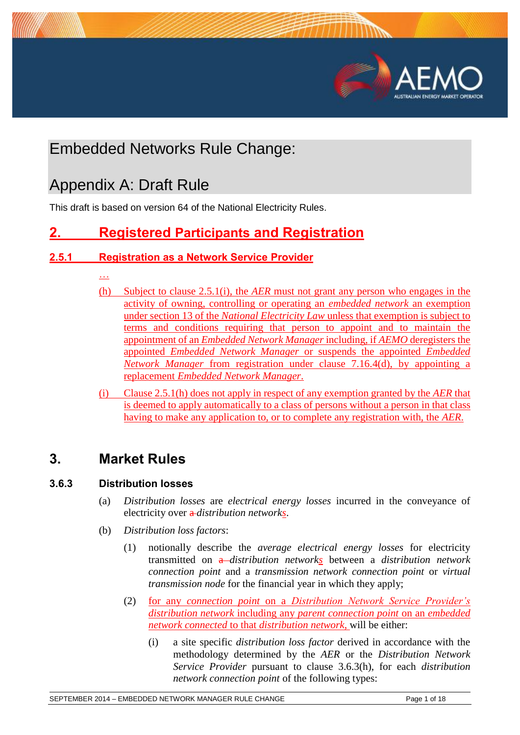# Embedded Networks Rule Change:

# Appendix A: Draft Rule

This draft is based on version 64 of the National Electricity Rules.

## 2. Registered Participants and Registration

### 2.5.1 Registration as a Network Service Provider

…

(h) Subject to clause 2.5.1(i), the *AER* must not grant any person who engages in the activity of owning, controlling or operating an *embedded network* an exemption under section 13 of the *National Electricity Law* unless that exemption is subject to terms and conditions requiring that person to appoint and to maintain the appointment of an *Embedded Network Manager* including, if *AEMO* deregisters the appointed *Embedded Network Manager* or suspends the appointed *Embedded Network Manager* from registration under clause 7.16.4(d), by appointing a replacement *Embedded Network Manager*.

(i) Clause 2.5.1(h) does not apply in respect of any exemption granted by the *AER* that is deemed to apply automatically to a class of persons without a person in that class having to make any application to, or to complete any registration with, the *AER*.

## 3. Market Rules

### 3.6.3 Distribution losses

(a) *Distribution losses* are *electrical energy losses* incurred in the conveyance of electricity over ~~a~~ *distribution networks*.

(b) *Distribution loss factors*:

(1) notionally describe the *average electrical energy losses* for electricity transmitted on ~~a~~ *distribution networks* between a *distribution network connection point* and a *transmission network connection point* or *virtual transmission node* for the financial year in which they apply;

(2) for any *connection point* on a *Distribution Network Service Provider's distribution network* including any *parent connection point* on an *embedded network connected* to that *distribution network*, will be either:

(i) a site specific *distribution loss factor* derived in accordance with the methodology determined by the *AER* or the *Distribution Network Service Provider* pursuant to clause 3.6.3(h), for each *distribution network connection point* of the following types: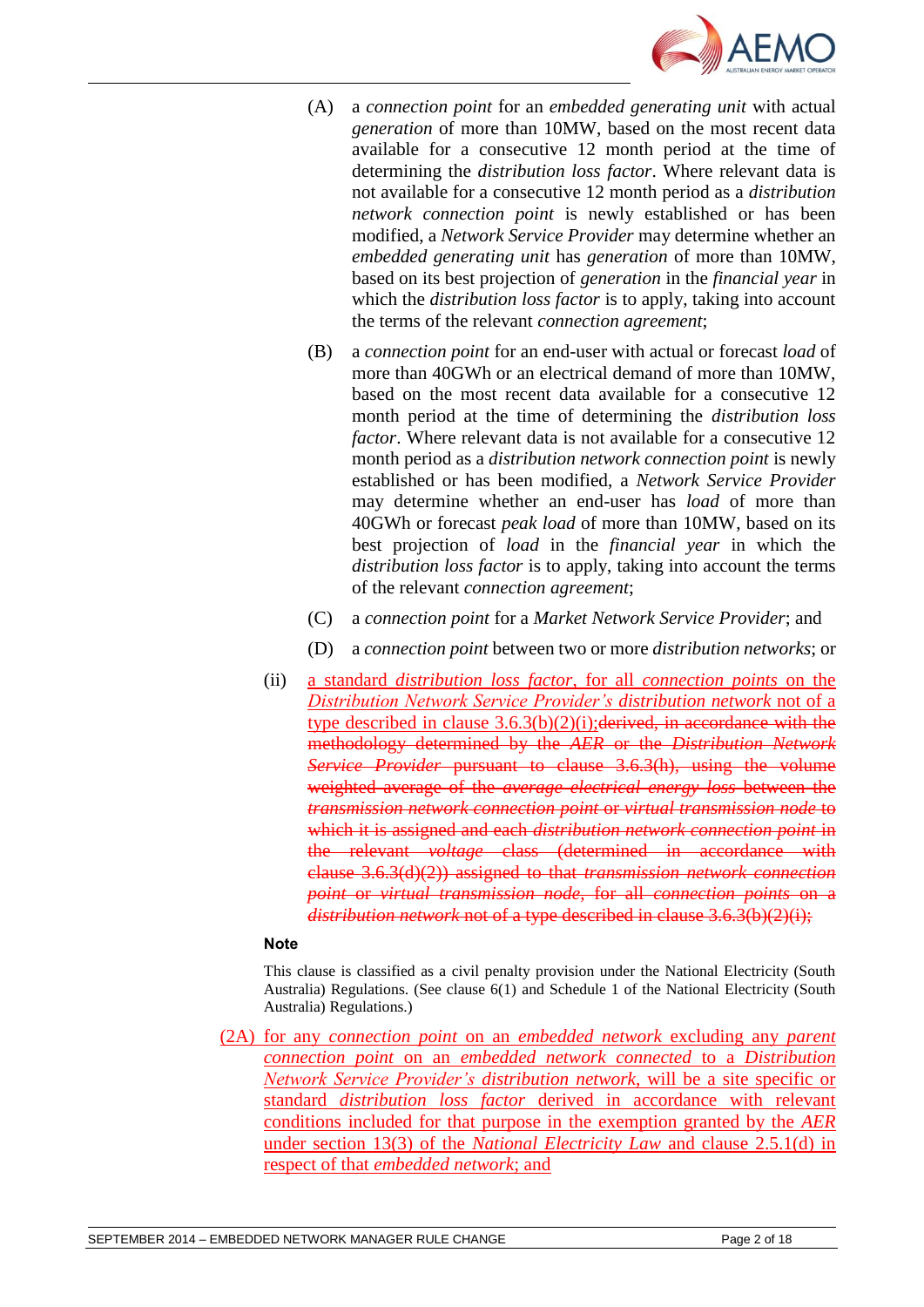(A) a *connection point* for an *embedded generating unit* with actual *generation* of more than 10MW, based on the most recent data available for a consecutive 12 month period at the time of determining the *distribution loss factor*. Where relevant data is not available for a consecutive 12 month period as a *distribution network connection point* is newly established or has been modified, a *Network Service Provider* may determine whether an *embedded generating unit* has *generation* of more than 10MW, based on its best projection of *generation* in the *financial year* in which the *distribution loss factor* is to apply, taking into account the terms of the relevant *connection agreement*;

(B) a *connection point* for an end-user with actual or forecast *load* of more than 40GWh or an electrical demand of more than 10MW, based on the most recent data available for a consecutive 12 month period at the time of determining the *distribution loss factor*. Where relevant data is not available for a consecutive 12 month period as a *distribution network connection point* is newly established or has been modified, a *Network Service Provider* may determine whether an end-user has *load* of more than 40GWh or forecast *peak load* of more than 10MW, based on its best projection of *load* in the *financial year* in which the *distribution loss factor* is to apply, taking into account the terms of the relevant *connection agreement*;

(C) a *connection point* for a *Market Network Service Provider*; and

(D) a *connection point* between two or more *distribution networks*; or

(ii) <u>a standard *distribution loss factor*, for all *connection points* on the *Distribution Network Service Provider's distribution network* not of a type described in clause 3.6.3(b)(2)(i);</u>~~derived, in accordance with the methodology determined by the *AER* or the *Distribution Network Service Provider* pursuant to clause 3.6.3(h), using the volume weighted average of the *average electrical energy loss* between the *transmission network connection point* or *virtual transmission node* to which it is assigned and each *distribution network connection point* in the relevant *voltage* class (determined in accordance with clause 3.6.3(d)(2)) assigned to that *transmission network connection point* or *virtual transmission node*, for all *connection points* on a *distribution network* not of a type described in clause 3.6.3(b)(2)(i);~~

**Note**

This clause is classified as a civil penalty provision under the National Electricity (South Australia) Regulations. (See clause 6(1) and Schedule 1 of the National Electricity (South Australia) Regulations.)

<u>(2A) for any *connection point* on an *embedded network* excluding any *parent connection point* on an *embedded network connected* to a *Distribution Network Service Provider's distribution network*, will be a site specific or standard *distribution loss factor* derived in accordance with relevant conditions included for that purpose in the exemption granted by the *AER* under section 13(3) of the *National Electricity Law* and clause 2.5.1(d) in respect of that *embedded network*; and</u>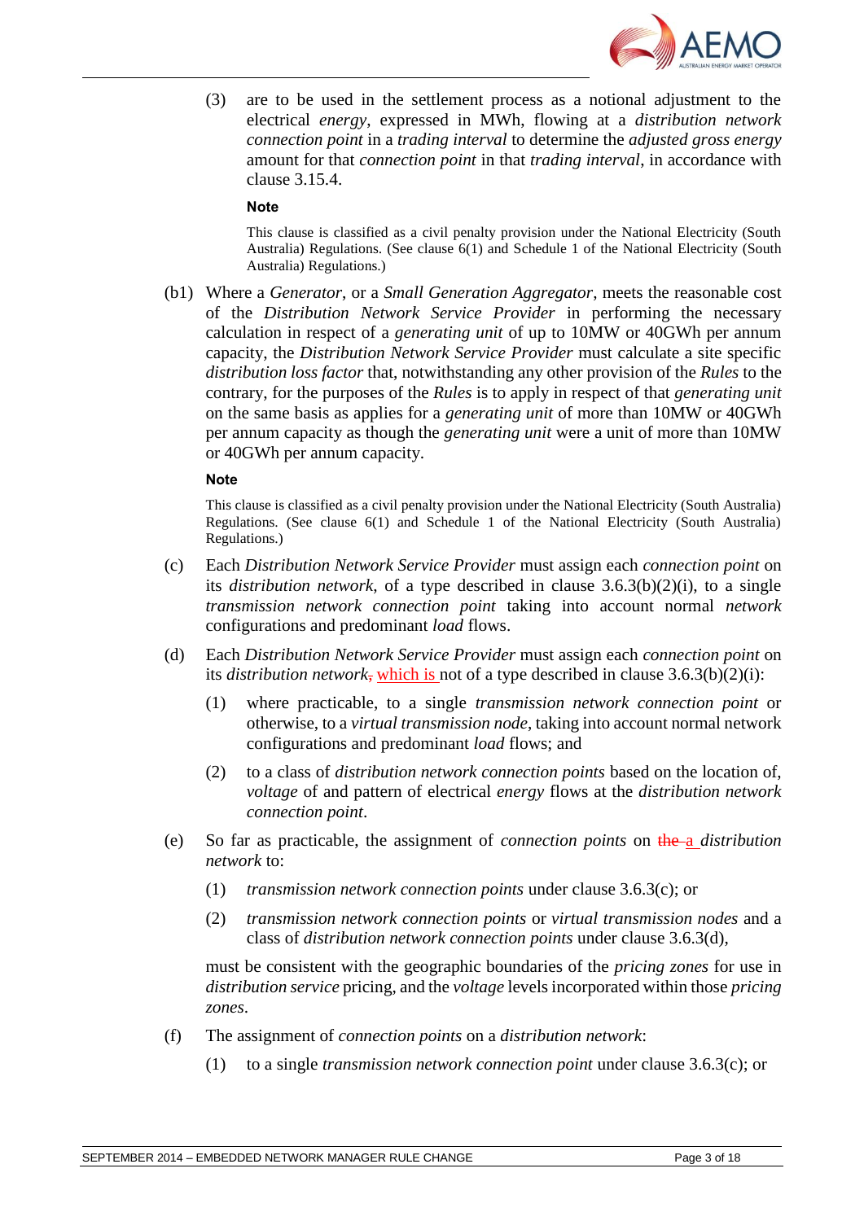(3) are to be used in the settlement process as a notional adjustment to the electrical *energy*, expressed in MWh, flowing at a *distribution network connection point* in a *trading interval* to determine the *adjusted gross energy* amount for that *connection point* in that *trading interval*, in accordance with clause 3.15.4.

**Note**

This clause is classified as a civil penalty provision under the National Electricity (South Australia) Regulations. (See clause 6(1) and Schedule 1 of the National Electricity (South Australia) Regulations.)

(b1) Where a *Generator*, or a *Small Generation Aggregator*, meets the reasonable cost of the *Distribution Network Service Provider* in performing the necessary calculation in respect of a *generating unit* of up to 10MW or 40GWh per annum capacity, the *Distribution Network Service Provider* must calculate a site specific *distribution loss factor* that, notwithstanding any other provision of the *Rules* to the contrary, for the purposes of the *Rules* is to apply in respect of that *generating unit* on the same basis as applies for a *generating unit* of more than 10MW or 40GWh per annum capacity as though the *generating unit* were a unit of more than 10MW or 40GWh per annum capacity.

**Note**

This clause is classified as a civil penalty provision under the National Electricity (South Australia) Regulations. (See clause 6(1) and Schedule 1 of the National Electricity (South Australia) Regulations.)

(c) Each *Distribution Network Service Provider* must assign each *connection point* on its *distribution network*, of a type described in clause 3.6.3(b)(2)(i), to a single *transmission network connection point* taking into account normal *network* configurations and predominant *load* flows.

(d) Each *Distribution Network Service Provider* must assign each *connection point* on its *distribution network*~~,~~ which is not of a type described in clause 3.6.3(b)(2)(i):

(1) where practicable, to a single *transmission network connection point* or otherwise, to a *virtual transmission node*, taking into account normal network configurations and predominant *load* flows; and

(2) to a class of *distribution network connection points* based on the location of, *voltage* of and pattern of electrical *energy* flows at the *distribution network connection point*.

(e) So far as practicable, the assignment of *connection points* on ~~the~~ a *distribution network* to:

(1) *transmission network connection points* under clause 3.6.3(c); or

(2) *transmission network connection points* or *virtual transmission nodes* and a class of *distribution network connection points* under clause 3.6.3(d),

must be consistent with the geographic boundaries of the *pricing zones* for use in *distribution service* pricing, and the *voltage* levels incorporated within those *pricing zones*.

(f) The assignment of *connection points* on a *distribution network*:

(1) to a single *transmission network connection point* under clause 3.6.3(c); or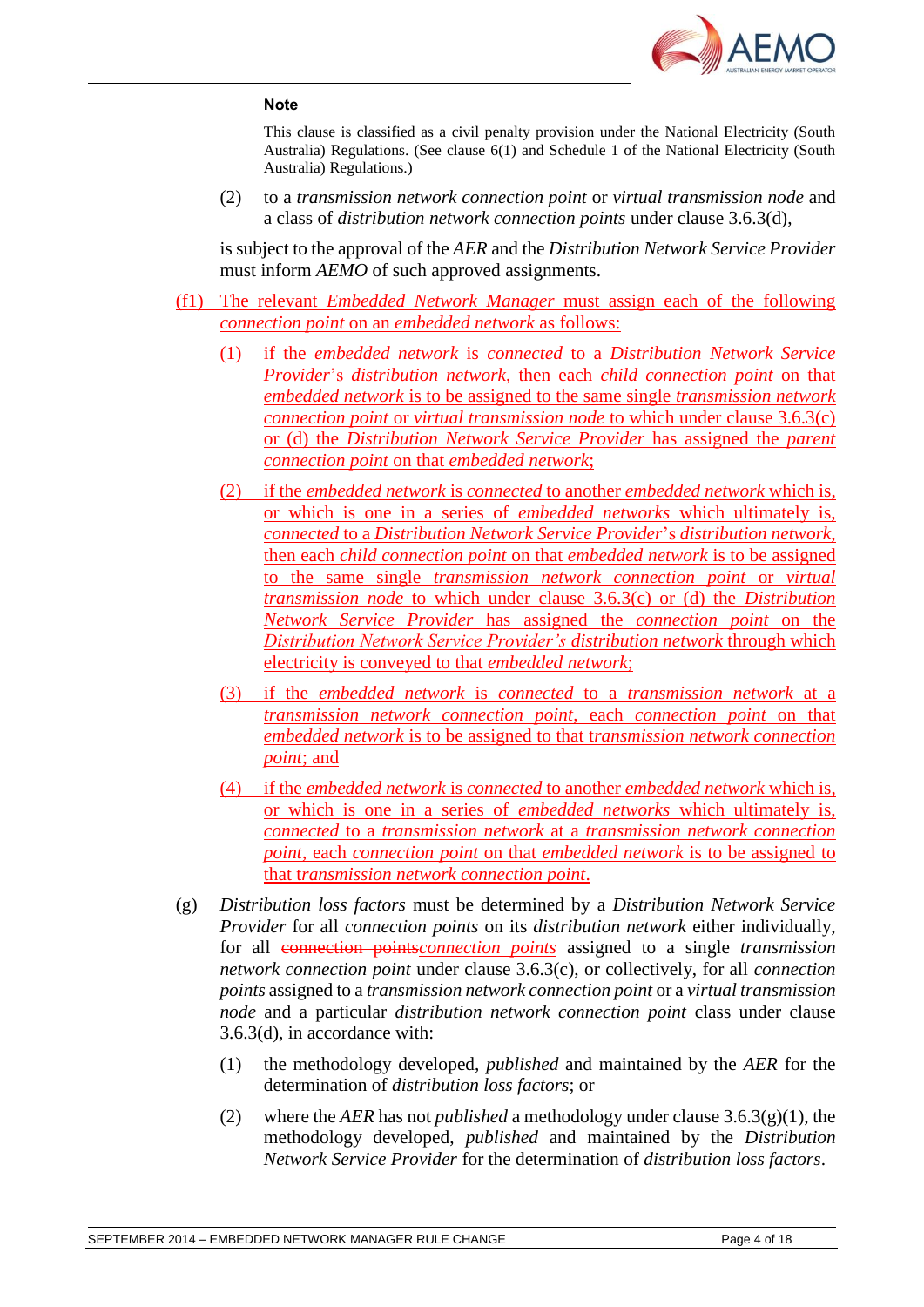**Note**

This clause is classified as a civil penalty provision under the National Electricity (South Australia) Regulations. (See clause 6(1) and Schedule 1 of the National Electricity (South Australia) Regulations.)

(2) to a *transmission network connection point* or *virtual transmission node* and a class of *distribution network connection points* under clause 3.6.3(d),

is subject to the approval of the *AER* and the *Distribution Network Service Provider* must inform *AEMO* of such approved assignments.

(f1) The relevant *Embedded Network Manager* must assign each of the following *connection point* on an *embedded network* as follows:

(1) if the *embedded network* is *connected* to a *Distribution Network Service Provider*'s *distribution network*, then each *child connection point* on that *embedded network* is to be assigned to the same single *transmission network connection point* or *virtual transmission node* to which under clause 3.6.3(c) or (d) the *Distribution Network Service Provider* has assigned the *parent connection point* on that *embedded network*;

(2) if the *embedded network* is *connected* to another *embedded network* which is, or which is one in a series of *embedded networks* which ultimately is, *connected* to a *Distribution Network Service Provider*'s *distribution network*, then each *child connection point* on that *embedded network* is to be assigned to the same single *transmission network connection point* or *virtual transmission node* to which under clause 3.6.3(c) or (d) the *Distribution Network Service Provider* has assigned the *connection point* on the *Distribution Network Service Provider's distribution network* through which electricity is conveyed to that *embedded network*;

(3) if the *embedded network* is *connected* to a *transmission network* at a *transmission network connection point*, each *connection point* on that *embedded network* is to be assigned to that *transmission network connection point*; and

(4) if the *embedded network* is *connected* to another *embedded network* which is, or which is one in a series of *embedded networks* which ultimately is, *connected* to a *transmission network* at a *transmission network connection point*, each *connection point* on that *embedded network* is to be assigned to that *transmission network connection point*.

(g) *Distribution loss factors* must be determined by a *Distribution Network Service Provider* for all *connection points* on its *distribution network* either individually, for all ~~connection points~~*connection points* assigned to a single *transmission network connection point* under clause 3.6.3(c), or collectively, for all *connection points* assigned to a *transmission network connection point* or a *virtual transmission node* and a particular *distribution network connection point* class under clause 3.6.3(d), in accordance with:

(1) the methodology developed, *published* and maintained by the *AER* for the determination of *distribution loss factors*; or

(2) where the *AER* has not *published* a methodology under clause 3.6.3(g)(1), the methodology developed, *published* and maintained by the *Distribution Network Service Provider* for the determination of *distribution loss factors*.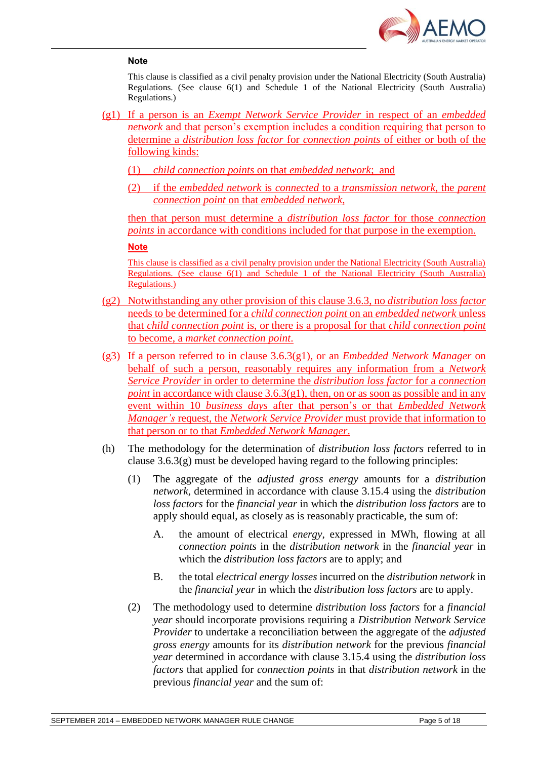**Note**

This clause is classified as a civil penalty provision under the National Electricity (South Australia) Regulations. (See clause 6(1) and Schedule 1 of the National Electricity (South Australia) Regulations.)

(g1) If a person is an *Exempt Network Service Provider* in respect of an *embedded network* and that person's exemption includes a condition requiring that person to determine a *distribution loss factor* for *connection points* of either or both of the following kinds:

(1) *child connection points* on that *embedded network*; and

(2) if the *embedded network* is *connected* to a *transmission network*, the *parent connection point* on that *embedded network*,

then that person must determine a *distribution loss factor* for those *connection points* in accordance with conditions included for that purpose in the exemption.

**Note**

This clause is classified as a civil penalty provision under the National Electricity (South Australia) Regulations. (See clause 6(1) and Schedule 1 of the National Electricity (South Australia) Regulations.)

(g2) Notwithstanding any other provision of this clause 3.6.3, no *distribution loss factor* needs to be determined for a *child connection point* on an *embedded network* unless that *child connection point* is, or there is a proposal for that *child connection point* to become, a *market connection point*.

(g3) If a person referred to in clause 3.6.3(g1), or an *Embedded Network Manager* on behalf of such a person, reasonably requires any information from a *Network Service Provider* in order to determine the *distribution loss factor* for a *connection point* in accordance with clause 3.6.3(g1), then, on or as soon as possible and in any event within 10 *business days* after that person's or that *Embedded Network Manager's* request, the *Network Service Provider* must provide that information to that person or to that *Embedded Network Manager*.

(h) The methodology for the determination of *distribution loss factors* referred to in clause 3.6.3(g) must be developed having regard to the following principles:

(1) The aggregate of the *adjusted gross energy* amounts for a *distribution network*, determined in accordance with clause 3.15.4 using the *distribution loss factors* for the *financial year* in which the *distribution loss factors* are to apply should equal, as closely as is reasonably practicable, the sum of:

A. the amount of electrical *energy*, expressed in MWh, flowing at all *connection points* in the *distribution network* in the *financial year* in which the *distribution loss factors* are to apply; and

B. the total *electrical energy losses* incurred on the *distribution network* in the *financial year* in which the *distribution loss factors* are to apply.

(2) The methodology used to determine *distribution loss factors* for a *financial year* should incorporate provisions requiring a *Distribution Network Service Provider* to undertake a reconciliation between the aggregate of the *adjusted gross energy* amounts for its *distribution network* for the previous *financial year* determined in accordance with clause 3.15.4 using the *distribution loss factors* that applied for *connection points* in that *distribution network* in the previous *financial year* and the sum of: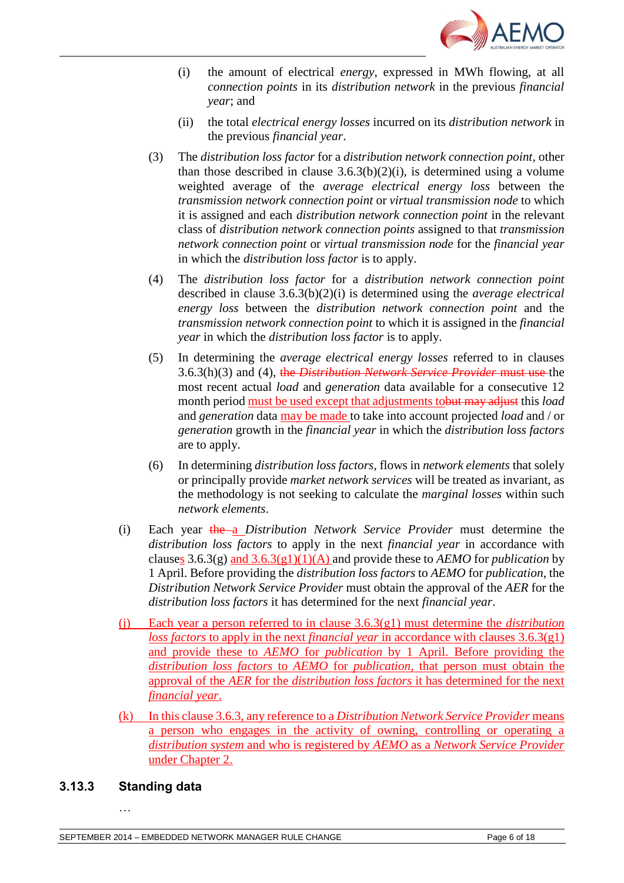(i) the amount of electrical *energy*, expressed in MWh flowing, at all *connection points* in its *distribution network* in the previous *financial year*; and

(ii) the total *electrical energy losses* incurred on its *distribution network* in the previous *financial year*.

(3) The *distribution loss factor* for a *distribution network connection point*, other than those described in clause 3.6.3(b)(2)(i), is determined using a volume weighted average of the *average electrical energy loss* between the *transmission network connection point* or *virtual transmission node* to which it is assigned and each *distribution network connection point* in the relevant class of *distribution network connection points* assigned to that *transmission network connection point* or *virtual transmission node* for the *financial year* in which the *distribution loss factor* is to apply.

(4) The *distribution loss factor* for a *distribution network connection point* described in clause 3.6.3(b)(2)(i) is determined using the *average electrical energy loss* between the *distribution network connection point* and the *transmission network connection point* to which it is assigned in the *financial year* in which the *distribution loss factor* is to apply.

(5) In determining the *average electrical energy losses* referred to in clauses 3.6.3(h)(3) and (4), ~~the *Distribution Network Service Provider* must use~~ the most recent actual *load* and *generation* data available for a consecutive 12 month period must be used except that adjustments to~~but may adjust~~ this *load* and *generation* data may be made to take into account projected *load* and / or *generation* growth in the *financial year* in which the *distribution loss factors* are to apply.

(6) In determining *distribution loss factors*, flows in *network elements* that solely or principally provide *market network services* will be treated as invariant, as the methodology is not seeking to calculate the *marginal losses* within such *network elements*.

(i) Each year ~~the~~ a *Distribution Network Service Provider* must determine the *distribution loss factors* to apply in the next *financial year* in accordance with clauses 3.6.3(g) and 3.6.3(g1)(1)(A) and provide these to *AEMO* for *publication* by 1 April. Before providing the *distribution loss factors* to *AEMO* for *publication*, the *Distribution Network Service Provider* must obtain the approval of the *AER* for the *distribution loss factors* it has determined for the next *financial year*.

(j) Each year a person referred to in clause 3.6.3(g1) must determine the *distribution loss factors* to apply in the next *financial year* in accordance with clauses 3.6.3(g1) and provide these to *AEMO* for *publication* by 1 April. Before providing the *distribution loss factors* to *AEMO* for *publication*, that person must obtain the approval of the *AER* for the *distribution loss factors* it has determined for the next *financial year*.

(k) In this clause 3.6.3, any reference to a *Distribution Network Service Provider* means a person who engages in the activity of owning, controlling or operating a *distribution system* and who is registered by *AEMO* as a *Network Service Provider* under Chapter 2.

## 3.13.3 Standing data

…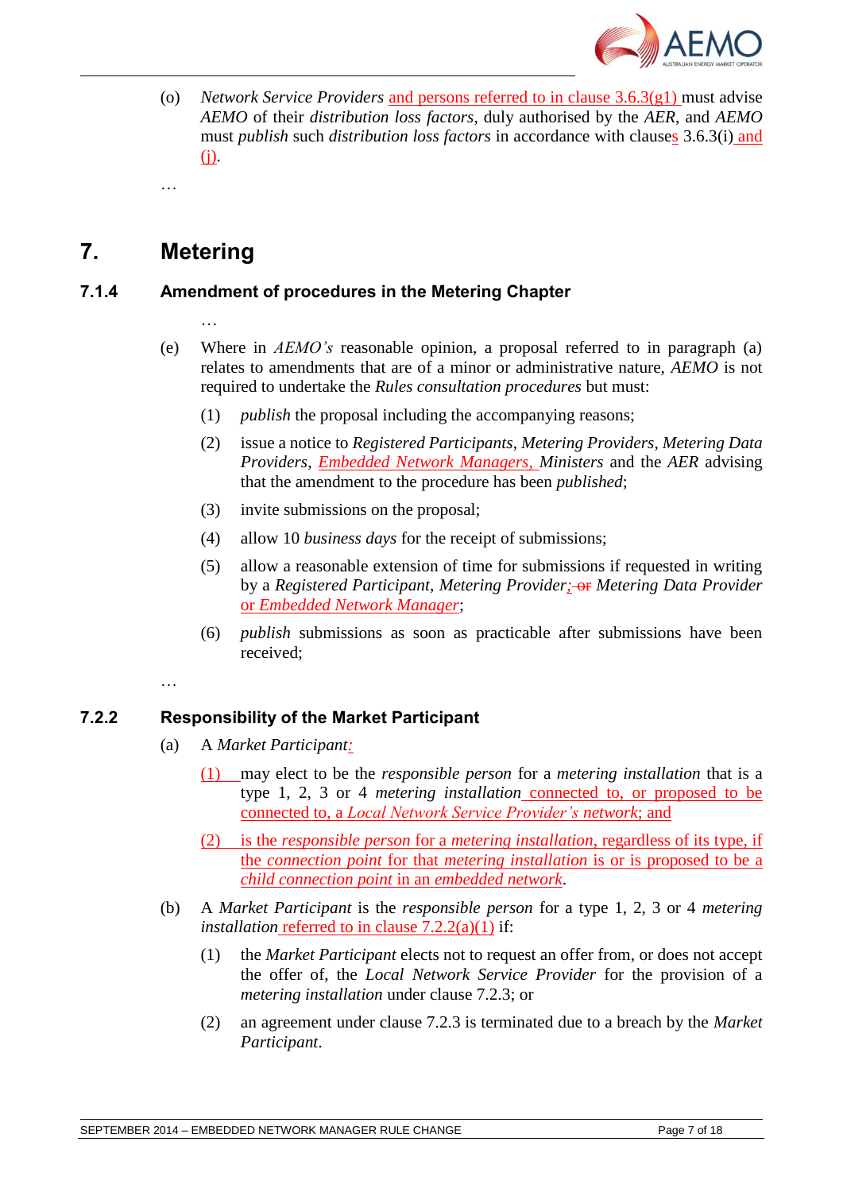(o) *Network Service Providers* and persons referred to in clause 3.6.3(g1) must advise *AEMO* of their *distribution loss factors*, duly authorised by the *AER*, and *AEMO* must *publish* such *distribution loss factors* in accordance with clauses 3.6.3(i) and (j).

…

# 7. Metering

## 7.1.4 Amendment of procedures in the Metering Chapter

…

(e) Where in *AEMO's* reasonable opinion, a proposal referred to in paragraph (a) relates to amendments that are of a minor or administrative nature, *AEMO* is not required to undertake the *Rules consultation procedures* but must:

(1) *publish* the proposal including the accompanying reasons;

(2) issue a notice to *Registered Participants*, *Metering Providers*, *Metering Data Providers*, *Embedded Network Managers*, *Ministers* and the *AER* advising that the amendment to the procedure has been *published*;

(3) invite submissions on the proposal;

(4) allow 10 *business days* for the receipt of submissions;

(5) allow a reasonable extension of time for submissions if requested in writing by a *Registered Participant*, *Metering Provider*; ~~or~~ *Metering Data Provider* or *Embedded Network Manager*;

(6) *publish* submissions as soon as practicable after submissions have been received;

…

## 7.2.2 Responsibility of the Market Participant

(a) A *Market Participant*:

(1) may elect to be the *responsible person* for a *metering installation* that is a type 1, 2, 3 or 4 *metering installation* connected to, or proposed to be connected to, a *Local Network Service Provider's network*; and

(2) is the *responsible person* for a *metering installation*, regardless of its type, if the *connection point* for that *metering installation* is or is proposed to be a *child connection point* in an *embedded network*.

(b) A *Market Participant* is the *responsible person* for a type 1, 2, 3 or 4 *metering installation* referred to in clause 7.2.2(a)(1) if:

(1) the *Market Participant* elects not to request an offer from, or does not accept the offer of, the *Local Network Service Provider* for the provision of a *metering installation* under clause 7.2.3; or

(2) an agreement under clause 7.2.3 is terminated due to a breach by the *Market Participant*.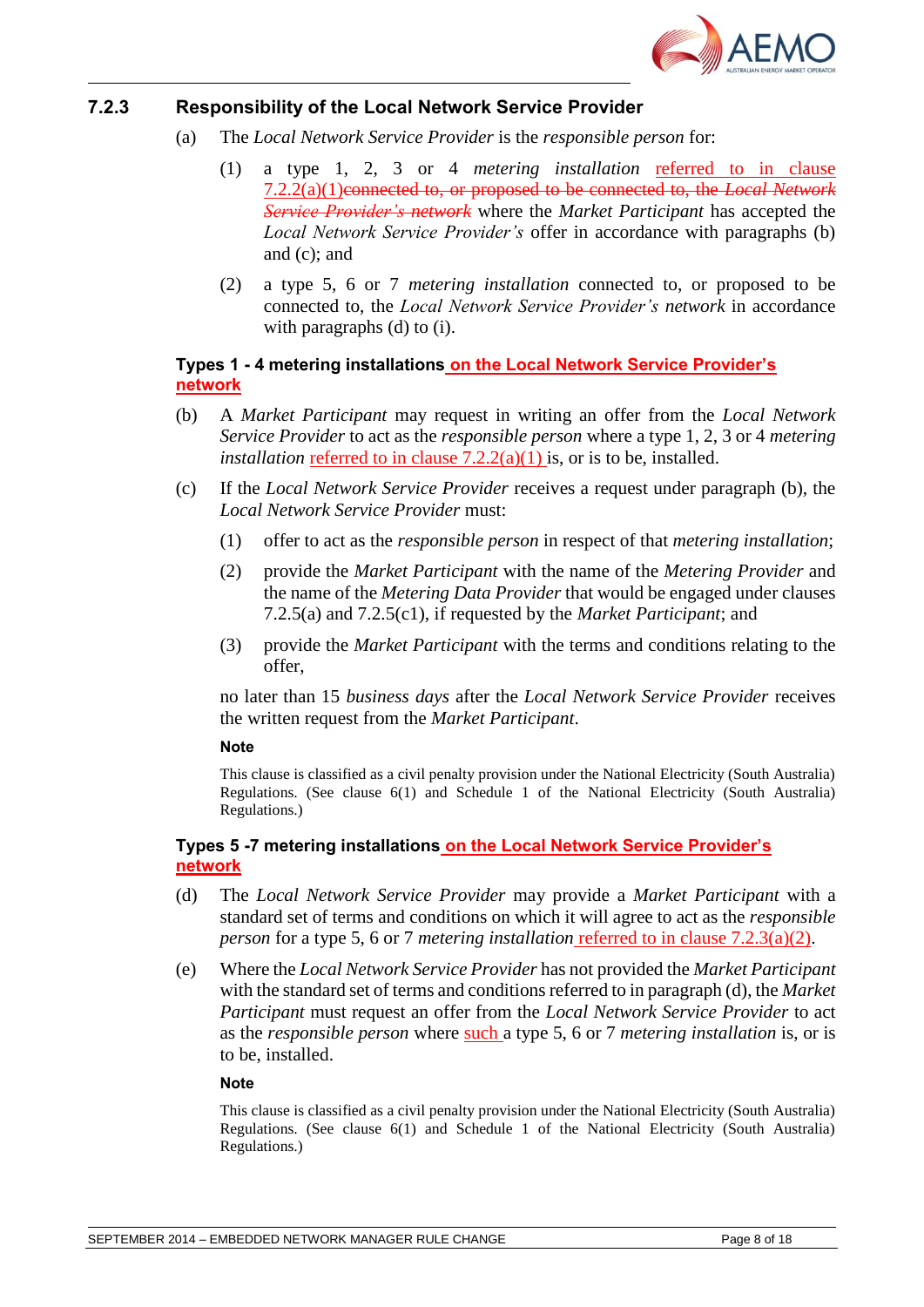### 7.2.3 Responsibility of the Local Network Service Provider

(a) The *Local Network Service Provider* is the *responsible person* for:

(1) a type 1, 2, 3 or 4 *metering installation* referred to in clause 7.2.2(a)(1)~~connected to, or proposed to be connected to, the *Local Network Service Provider's network*~~ where the *Market Participant* has accepted the *Local Network Service Provider's* offer in accordance with paragraphs (b) and (c); and

(2) a type 5, 6 or 7 *metering installation* connected to, or proposed to be connected to, the *Local Network Service Provider's network* in accordance with paragraphs (d) to (i).

**Types 1 - 4 metering installations on the Local Network Service Provider's network**

(b) A *Market Participant* may request in writing an offer from the *Local Network Service Provider* to act as the *responsible person* where a type 1, 2, 3 or 4 *metering installation* referred to in clause 7.2.2(a)(1) is, or is to be, installed.

(c) If the *Local Network Service Provider* receives a request under paragraph (b), the *Local Network Service Provider* must:

(1) offer to act as the *responsible person* in respect of that *metering installation*;

(2) provide the *Market Participant* with the name of the *Metering Provider* and the name of the *Metering Data Provider* that would be engaged under clauses 7.2.5(a) and 7.2.5(c1), if requested by the *Market Participant*; and

(3) provide the *Market Participant* with the terms and conditions relating to the offer,

no later than 15 *business days* after the *Local Network Service Provider* receives the written request from the *Market Participant*.

**Note**

This clause is classified as a civil penalty provision under the National Electricity (South Australia) Regulations. (See clause 6(1) and Schedule 1 of the National Electricity (South Australia) Regulations.)

**Types 5 -7 metering installations on the Local Network Service Provider's network**

(d) The *Local Network Service Provider* may provide a *Market Participant* with a standard set of terms and conditions on which it will agree to act as the *responsible person* for a type 5, 6 or 7 *metering installation* referred to in clause 7.2.3(a)(2).

(e) Where the *Local Network Service Provider* has not provided the *Market Participant* with the standard set of terms and conditions referred to in paragraph (d), the *Market Participant* must request an offer from the *Local Network Service Provider* to act as the *responsible person* where such a type 5, 6 or 7 *metering installation* is, or is to be, installed.

**Note**

This clause is classified as a civil penalty provision under the National Electricity (South Australia) Regulations. (See clause 6(1) and Schedule 1 of the National Electricity (South Australia) Regulations.)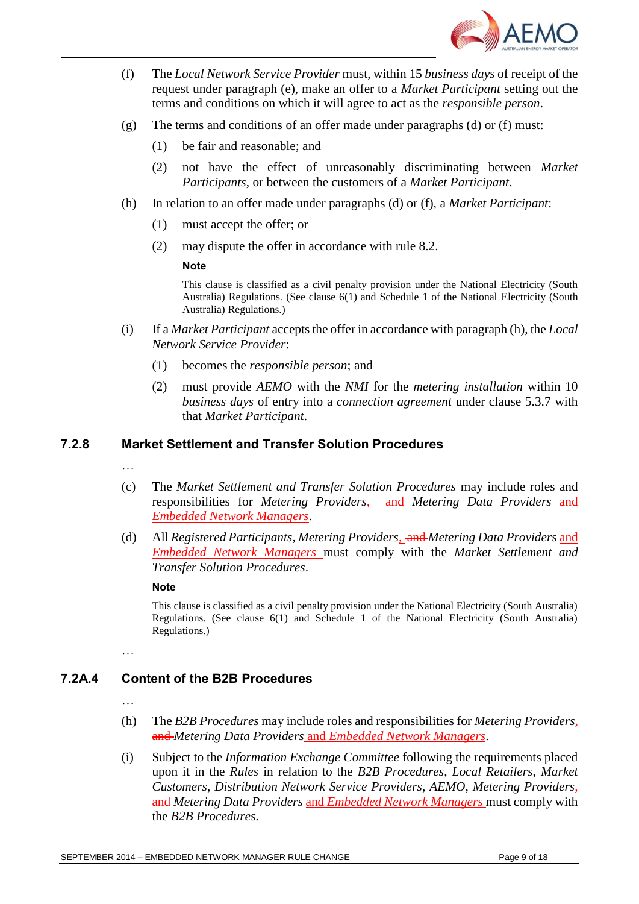(f) The *Local Network Service Provider* must, within 15 *business days* of receipt of the request under paragraph (e), make an offer to a *Market Participant* setting out the terms and conditions on which it will agree to act as the *responsible person*.

(g) The terms and conditions of an offer made under paragraphs (d) or (f) must:

(1) be fair and reasonable; and

(2) not have the effect of unreasonably discriminating between *Market Participants*, or between the customers of a *Market Participant*.

(h) In relation to an offer made under paragraphs (d) or (f), a *Market Participant*:

(1) must accept the offer; or

(2) may dispute the offer in accordance with rule 8.2.

**Note**

This clause is classified as a civil penalty provision under the National Electricity (South Australia) Regulations. (See clause 6(1) and Schedule 1 of the National Electricity (South Australia) Regulations.)

(i) If a *Market Participant* accepts the offer in accordance with paragraph (h), the *Local Network Service Provider*:

(1) becomes the *responsible person*; and

(2) must provide *AEMO* with the *NMI* for the *metering installation* within 10 *business days* of entry into a *connection agreement* under clause 5.3.7 with that *Market Participant*.

### 7.2.8 Market Settlement and Transfer Solution Procedures

…

(c) The *Market Settlement and Transfer Solution Procedures* may include roles and responsibilities for *Metering Providers*, ~~and~~ *Metering Data Providers* and *Embedded Network Managers*.

(d) All *Registered Participants*, *Metering Providers*, ~~and~~ *Metering Data Providers* and *Embedded Network Managers* must comply with the *Market Settlement and Transfer Solution Procedures*.

**Note**

This clause is classified as a civil penalty provision under the National Electricity (South Australia) Regulations. (See clause 6(1) and Schedule 1 of the National Electricity (South Australia) Regulations.)

…

### 7.2A.4 Content of the B2B Procedures

…

(h) The *B2B Procedures* may include roles and responsibilities for *Metering Providers*, ~~and~~ *Metering Data Providers* and *Embedded Network Managers*.

(i) Subject to the *Information Exchange Committee* following the requirements placed upon it in the *Rules* in relation to the *B2B Procedures*, *Local Retailers*, *Market Customers*, *Distribution Network Service Providers*, *AEMO*, *Metering Providers*, ~~and~~ *Metering Data Providers* and *Embedded Network Managers* must comply with the *B2B Procedures*.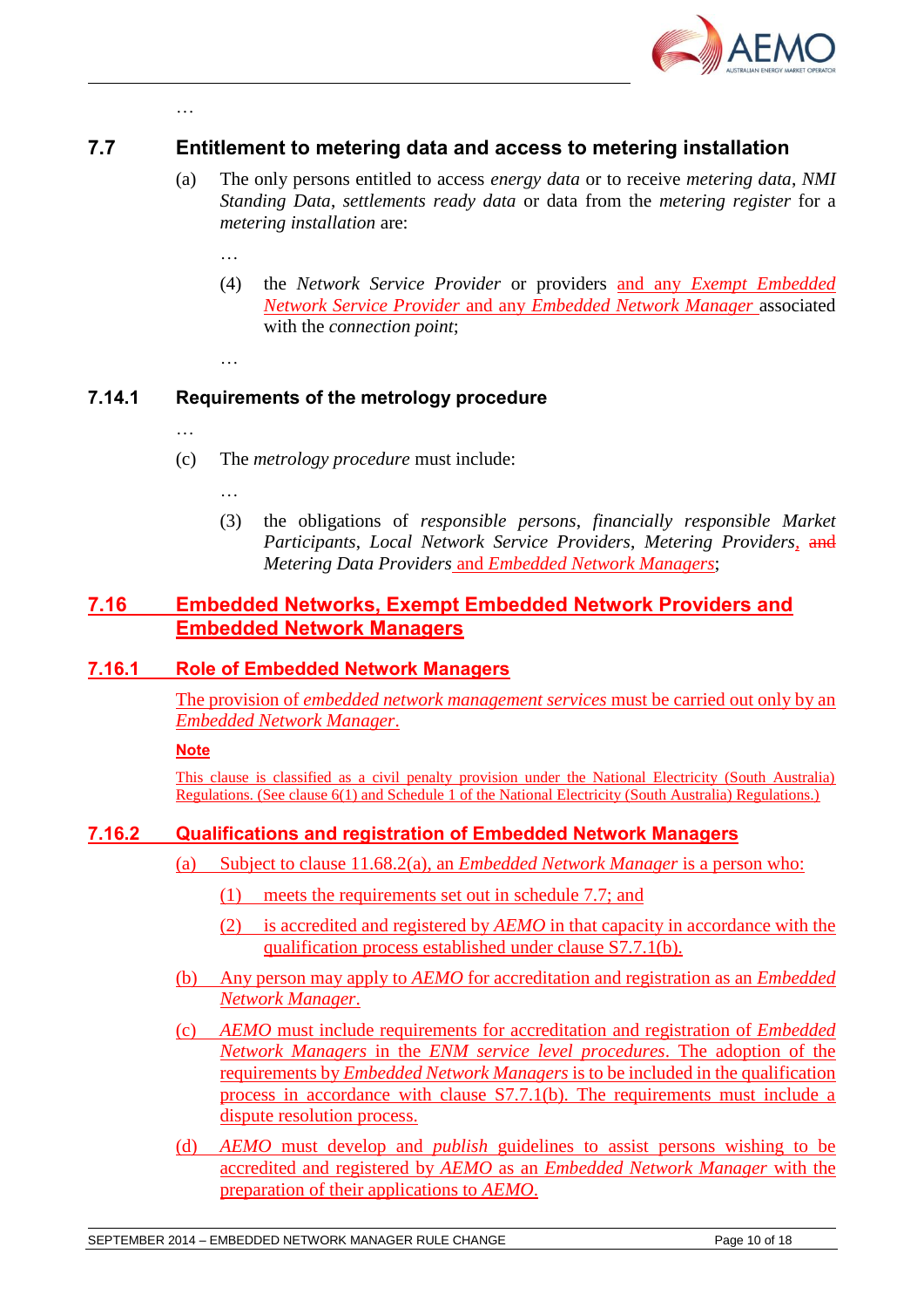…

## 7.7 Entitlement to metering data and access to metering installation

(a) The only persons entitled to access *energy data* or to receive *metering data*, *NMI Standing Data*, *settlements ready data* or data from the *metering register* for a *metering installation* are:

…

(4) the *Network Service Provider* or providers and any *Exempt Embedded Network Service Provider* and any *Embedded Network Manager* associated with the *connection point*;

…

### 7.14.1 Requirements of the metrology procedure

…

(c) The *metrology procedure* must include:

…

(3) the obligations of *responsible persons*, *financially responsible Market Participants*, *Local Network Service Providers*, *Metering Providers*, ~~and~~ *Metering Data Providers* and *Embedded Network Managers*;

## 7.16 Embedded Networks, Exempt Embedded Network Providers and Embedded Network Managers

### 7.16.1 Role of Embedded Network Managers

The provision of *embedded network management services* must be carried out only by an *Embedded Network Manager*.

**Note**

This clause is classified as a civil penalty provision under the National Electricity (South Australia) Regulations. (See clause 6(1) and Schedule 1 of the National Electricity (South Australia) Regulations.)

### 7.16.2 Qualifications and registration of Embedded Network Managers

(a) Subject to clause 11.68.2(a), an *Embedded Network Manager* is a person who:

(1) meets the requirements set out in schedule 7.7; and

(2) is accredited and registered by *AEMO* in that capacity in accordance with the qualification process established under clause S7.7.1(b).

(b) Any person may apply to *AEMO* for accreditation and registration as an *Embedded Network Manager*.

(c) *AEMO* must include requirements for accreditation and registration of *Embedded Network Managers* in the *ENM service level procedures*. The adoption of the requirements by *Embedded Network Managers* is to be included in the qualification process in accordance with clause S7.7.1(b). The requirements must include a dispute resolution process.

(d) *AEMO* must develop and *publish* guidelines to assist persons wishing to be accredited and registered by *AEMO* as an *Embedded Network Manager* with the preparation of their applications to *AEMO*.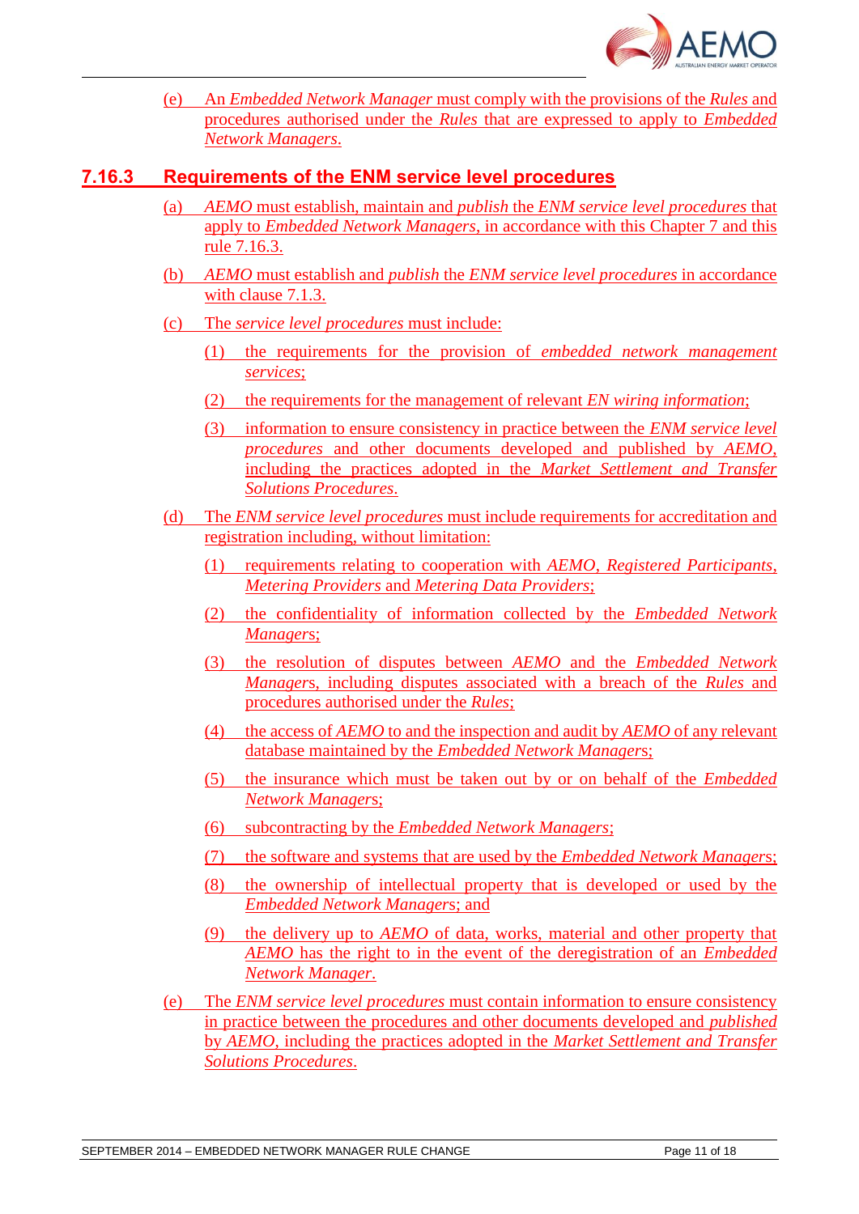(e) An *Embedded Network Manager* must comply with the provisions of the *Rules* and procedures authorised under the *Rules* that are expressed to apply to *Embedded Network Managers*.

### 7.16.3 Requirements of the ENM service level procedures

(a) *AEMO* must establish, maintain and *publish* the *ENM service level procedures* that apply to *Embedded Network Managers*, in accordance with this Chapter 7 and this rule 7.16.3.

(b) *AEMO* must establish and *publish* the *ENM service level procedures* in accordance with clause 7.1.3.

(c) The *service level procedures* must include:

(1) the requirements for the provision of *embedded network management services*;

(2) the requirements for the management of relevant *EN wiring information*;

(3) information to ensure consistency in practice between the *ENM service level procedures* and other documents developed and published by *AEMO*, including the practices adopted in the *Market Settlement and Transfer Solutions Procedures*.

(d) The *ENM service level procedures* must include requirements for accreditation and registration including, without limitation:

(1) requirements relating to cooperation with *AEMO*, *Registered Participants*, *Metering Providers* and *Metering Data Providers*;

(2) the confidentiality of information collected by the *Embedded Network Managers*;

(3) the resolution of disputes between *AEMO* and the *Embedded Network Managers*, including disputes associated with a breach of the *Rules* and procedures authorised under the *Rules*;

(4) the access of *AEMO* to and the inspection and audit by *AEMO* of any relevant database maintained by the *Embedded Network Managers*;

(5) the insurance which must be taken out by or on behalf of the *Embedded Network Managers*;

(6) subcontracting by the *Embedded Network Managers*;

(7) the software and systems that are used by the *Embedded Network Managers*;

(8) the ownership of intellectual property that is developed or used by the *Embedded Network Managers*; and

(9) the delivery up to *AEMO* of data, works, material and other property that *AEMO* has the right to in the event of the deregistration of an *Embedded Network Manager*.

(e) The *ENM service level procedures* must contain information to ensure consistency in practice between the procedures and other documents developed and *published* by *AEMO*, including the practices adopted in the *Market Settlement and Transfer Solutions Procedures*.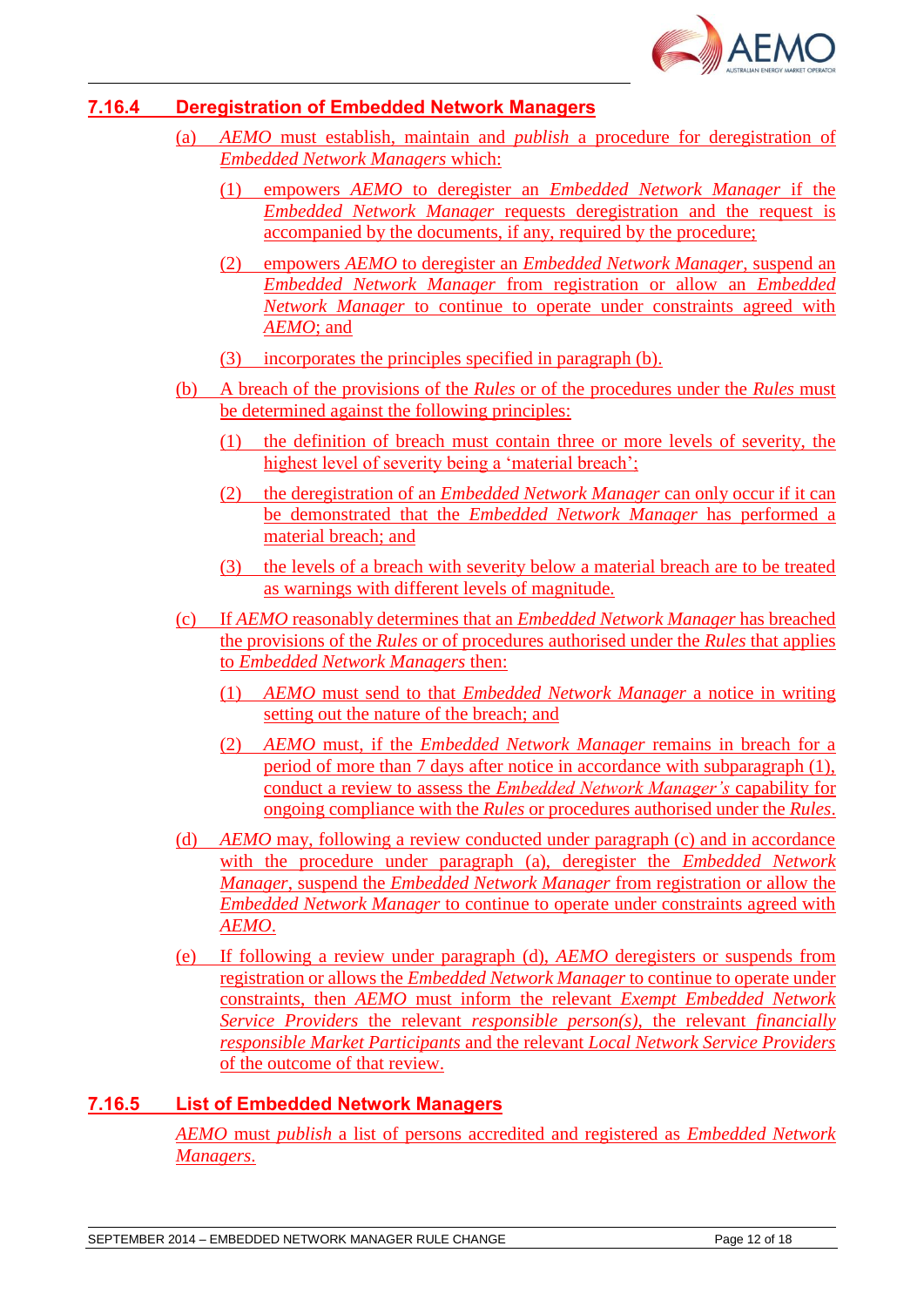### 7.16.4 Deregistration of Embedded Network Managers

(a) *AEMO* must establish, maintain and *publish* a procedure for deregistration of *Embedded Network Managers* which:

(1) empowers *AEMO* to deregister an *Embedded Network Manager* if the *Embedded Network Manager* requests deregistration and the request is accompanied by the documents, if any, required by the procedure;

(2) empowers *AEMO* to deregister an *Embedded Network Manager*, suspend an *Embedded Network Manager* from registration or allow an *Embedded Network Manager* to continue to operate under constraints agreed with *AEMO*; and

(3) incorporates the principles specified in paragraph (b).

(b) A breach of the provisions of the *Rules* or of the procedures under the *Rules* must be determined against the following principles:

(1) the definition of breach must contain three or more levels of severity, the highest level of severity being a 'material breach';

(2) the deregistration of an *Embedded Network Manager* can only occur if it can be demonstrated that the *Embedded Network Manager* has performed a material breach; and

(3) the levels of a breach with severity below a material breach are to be treated as warnings with different levels of magnitude.

(c) If *AEMO* reasonably determines that an *Embedded Network Manager* has breached the provisions of the *Rules* or of procedures authorised under the *Rules* that applies to *Embedded Network Managers* then:

(1) *AEMO* must send to that *Embedded Network Manager* a notice in writing setting out the nature of the breach; and

(2) *AEMO* must, if the *Embedded Network Manager* remains in breach for a period of more than 7 days after notice in accordance with subparagraph (1), conduct a review to assess the *Embedded Network Manager's* capability for ongoing compliance with the *Rules* or procedures authorised under the *Rules*.

(d) *AEMO* may, following a review conducted under paragraph (c) and in accordance with the procedure under paragraph (a), deregister the *Embedded Network Manager*, suspend the *Embedded Network Manager* from registration or allow the *Embedded Network Manager* to continue to operate under constraints agreed with *AEMO*.

(e) If following a review under paragraph (d), *AEMO* deregisters or suspends from registration or allows the *Embedded Network Manager* to continue to operate under constraints, then *AEMO* must inform the relevant *Exempt Embedded Network Service Providers* the relevant *responsible person(s)*, the relevant *financially responsible Market Participants* and the relevant *Local Network Service Providers* of the outcome of that review.

### 7.16.5 List of Embedded Network Managers

*AEMO* must *publish* a list of persons accredited and registered as *Embedded Network Managers*.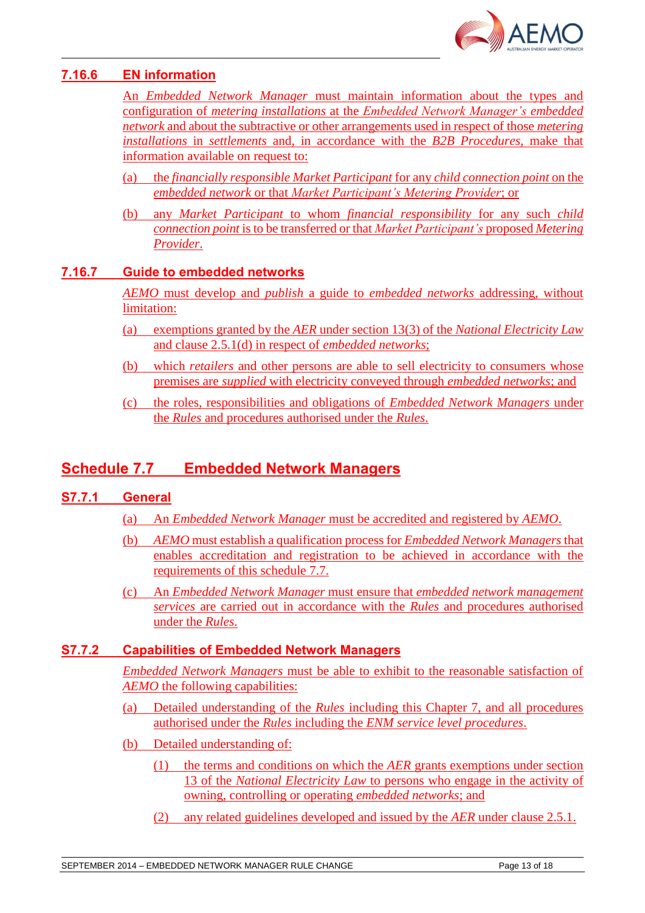### 7.16.6 EN information

An *Embedded Network Manager* must maintain information about the types and configuration of *metering installations* at the *Embedded Network Manager's embedded network* and about the subtractive or other arrangements used in respect of those *metering installations* in *settlements* and, in accordance with the *B2B Procedures*, make that information available on request to:

(a) the *financially responsible Market Participant* for any *child connection point* on the *embedded network* or that *Market Participant's Metering Provider*; or

(b) any *Market Participant* to whom *financial responsibility* for any such *child connection point* is to be transferred or that *Market Participant's* proposed *Metering Provider*.

### 7.16.7 Guide to embedded networks

*AEMO* must develop and *publish* a guide to *embedded networks* addressing, without limitation:

(a) exemptions granted by the *AER* under section 13(3) of the *National Electricity Law* and clause 2.5.1(d) in respect of *embedded networks*;

(b) which *retailers* and other persons are able to sell electricity to consumers whose premises are *supplied* with electricity conveyed through *embedded networks*; and

(c) the roles, responsibilities and obligations of *Embedded Network Managers* under the *Rules* and procedures authorised under the *Rules*.

## Schedule 7.7 Embedded Network Managers

### S7.7.1 General

(a) An *Embedded Network Manager* must be accredited and registered by *AEMO*.

(b) *AEMO* must establish a qualification process for *Embedded Network Managers* that enables accreditation and registration to be achieved in accordance with the requirements of this schedule 7.7.

(c) An *Embedded Network Manager* must ensure that *embedded network management services* are carried out in accordance with the *Rules* and procedures authorised under the *Rules*.

### S7.7.2 Capabilities of Embedded Network Managers

*Embedded Network Managers* must be able to exhibit to the reasonable satisfaction of *AEMO* the following capabilities:

(a) Detailed understanding of the *Rules* including this Chapter 7, and all procedures authorised under the *Rules* including the *ENM service level procedures*.

(b) Detailed understanding of:

(1) the terms and conditions on which the *AER* grants exemptions under section 13 of the *National Electricity Law* to persons who engage in the activity of owning, controlling or operating *embedded networks*; and

(2) any related guidelines developed and issued by the *AER* under clause 2.5.1.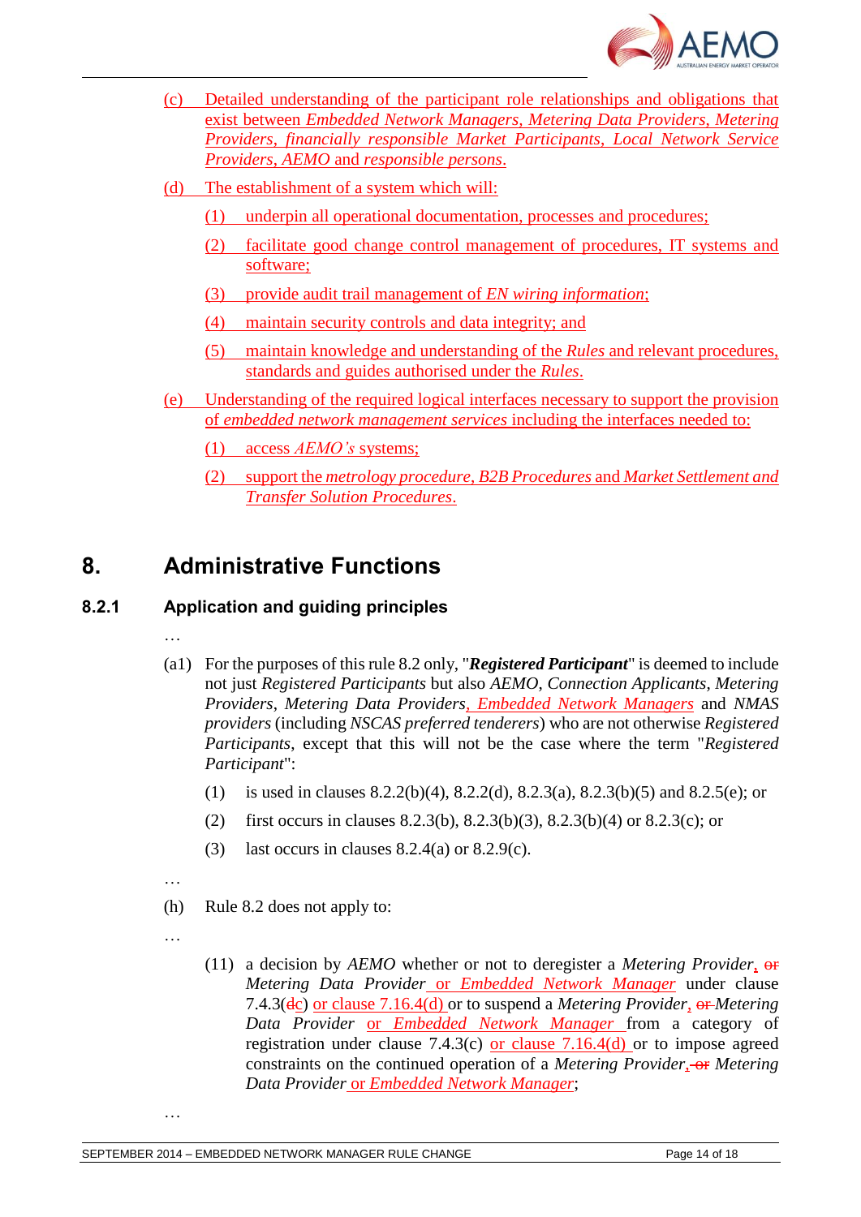(c) Detailed understanding of the participant role relationships and obligations that exist between *Embedded Network Managers*, *Metering Data Providers*, *Metering Providers*, *financially responsible Market Participants*, *Local Network Service Providers*, *AEMO* and *responsible persons*.

(d) The establishment of a system which will:

(1) underpin all operational documentation, processes and procedures;

(2) facilitate good change control management of procedures, IT systems and software;

(3) provide audit trail management of *EN wiring information*;

(4) maintain security controls and data integrity; and

(5) maintain knowledge and understanding of the *Rules* and relevant procedures, standards and guides authorised under the *Rules*.

(e) Understanding of the required logical interfaces necessary to support the provision of *embedded network management services* including the interfaces needed to:

(1) access *AEMO's* systems;

(2) support the *metrology procedure*, *B2B Procedures* and *Market Settlement and Transfer Solution Procedures*.

# 8. Administrative Functions

## 8.2.1 Application and guiding principles

…

(a1) For the purposes of this rule 8.2 only, "***Registered Participant***" is deemed to include not just *Registered Participants* but also *AEMO*, *Connection Applicants*, *Metering Providers*, *Metering Data Providers*, *Embedded Network Managers* and *NMAS providers* (including *NSCAS preferred tenderers*) who are not otherwise *Registered Participants*, except that this will not be the case where the term "*Registered Participant*":

(1) is used in clauses 8.2.2(b)(4), 8.2.2(d), 8.2.3(a), 8.2.3(b)(5) and 8.2.5(e); or

(2) first occurs in clauses 8.2.3(b), 8.2.3(b)(3), 8.2.3(b)(4) or 8.2.3(c); or

(3) last occurs in clauses 8.2.4(a) or 8.2.9(c).

…

(h) Rule 8.2 does not apply to:

…

(11) a decision by *AEMO* whether or not to deregister a *Metering Provider*, ~~or~~ *Metering Data Provider* or *Embedded Network Manager* under clause 7.4.3(~~d~~c) or clause 7.16.4(d) or to suspend a *Metering Provider*, ~~or~~ *Metering Data Provider* or *Embedded Network Manager* from a category of registration under clause 7.4.3(c) or clause 7.16.4(d) or to impose agreed constraints on the continued operation of a *Metering Provider*, ~~or~~ *Metering Data Provider* or *Embedded Network Manager*;

…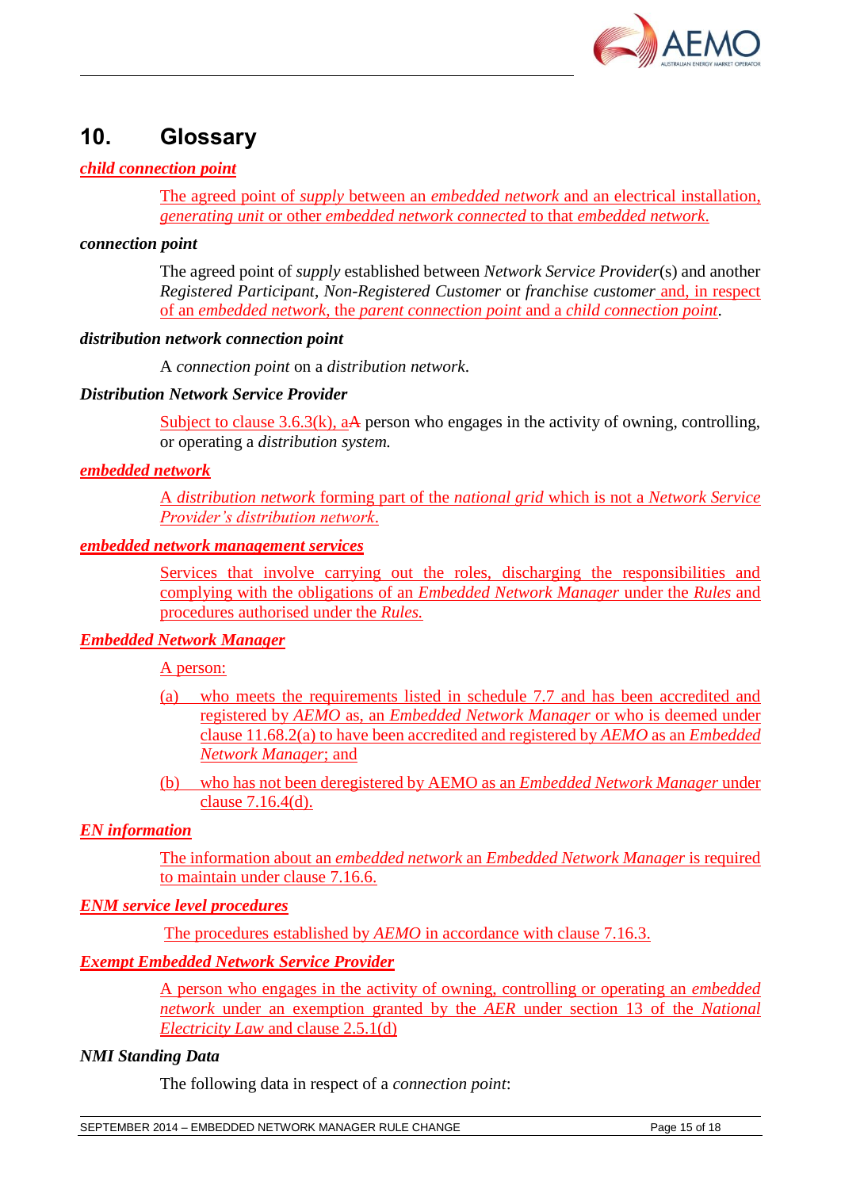# 10. Glossary

***child connection point***

The agreed point of *supply* between an *embedded network* and an electrical installation, *generating unit* or other *embedded network connected* to that *embedded network*.

***connection point***

The agreed point of *supply* established between *Network Service Provider*(s) and another *Registered Participant*, *Non-Registered Customer* or *franchise customer* and, in respect of an *embedded network*, the *parent connection point* and a *child connection point*.

***distribution network connection point***

A *connection point* on a *distribution network*.

***Distribution Network Service Provider***

Subject to clause 3.6.3(k), aA person who engages in the activity of owning, controlling, or operating a *distribution system.*

***embedded network***

A *distribution network* forming part of the *national grid* which is not a *Network Service Provider's distribution network*.

***embedded network management services***

Services that involve carrying out the roles, discharging the responsibilities and complying with the obligations of an *Embedded Network Manager* under the *Rules* and procedures authorised under the *Rules.*

***Embedded Network Manager***

A person:

(a) who meets the requirements listed in schedule 7.7 and has been accredited and registered by *AEMO* as, an *Embedded Network Manager* or who is deemed under clause 11.68.2(a) to have been accredited and registered by *AEMO* as an *Embedded Network Manager*; and

(b) who has not been deregistered by AEMO as an *Embedded Network Manager* under clause 7.16.4(d).

***EN information***

The information about an *embedded network* an *Embedded Network Manager* is required to maintain under clause 7.16.6.

***ENM service level procedures***

The procedures established by *AEMO* in accordance with clause 7.16.3.

***Exempt Embedded Network Service Provider***

A person who engages in the activity of owning, controlling or operating an *embedded network* under an exemption granted by the *AER* under section 13 of the *National Electricity Law* and clause 2.5.1(d)

***NMI Standing Data***

The following data in respect of a *connection point*: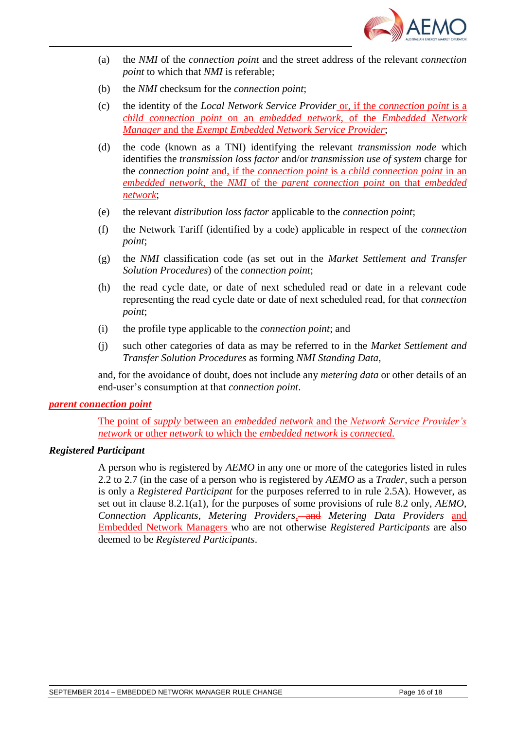(a) the *NMI* of the *connection point* and the street address of the relevant *connection point* to which that *NMI* is referable;

(b) the *NMI* checksum for the *connection point*;

(c) the identity of the *Local Network Service Provider* or, if the *connection point* is a *child connection point* on an *embedded network*, of the *Embedded Network Manager* and the *Exempt Embedded Network Service Provider*;

(d) the code (known as a TNI) identifying the relevant *transmission node* which identifies the *transmission loss factor* and/or *transmission use of system* charge for the *connection point* and, if the *connection point* is a *child connection point* in an *embedded network*, the *NMI* of the *parent connection point* on that *embedded network*;

(e) the relevant *distribution loss factor* applicable to the *connection point*;

(f) the Network Tariff (identified by a code) applicable in respect of the *connection point*;

(g) the *NMI* classification code (as set out in the *Market Settlement and Transfer Solution Procedures*) of the *connection point*;

(h) the read cycle date, or date of next scheduled read or date in a relevant code representing the read cycle date or date of next scheduled read, for that *connection point*;

(i) the profile type applicable to the *connection point*; and

(j) such other categories of data as may be referred to in the *Market Settlement and Transfer Solution Procedures* as forming *NMI Standing Data*,

and, for the avoidance of doubt, does not include any *metering data* or other details of an end-user's consumption at that *connection point*.

***parent connection point***

The point of *supply* between an *embedded network* and the *Network Service Provider's network* or other *network* to which the *embedded network* is *connected*.

***Registered Participant***

A person who is registered by *AEMO* in any one or more of the categories listed in rules 2.2 to 2.7 (in the case of a person who is registered by *AEMO* as a *Trader*, such a person is only a *Registered Participant* for the purposes referred to in rule 2.5A). However, as set out in clause 8.2.1(a1), for the purposes of some provisions of rule 8.2 only, *AEMO*, *Connection Applicants*, *Metering Providers*, ~~and~~ *Metering Data Providers* and Embedded Network Managers who are not otherwise *Registered Participants* are also deemed to be *Registered Participants*.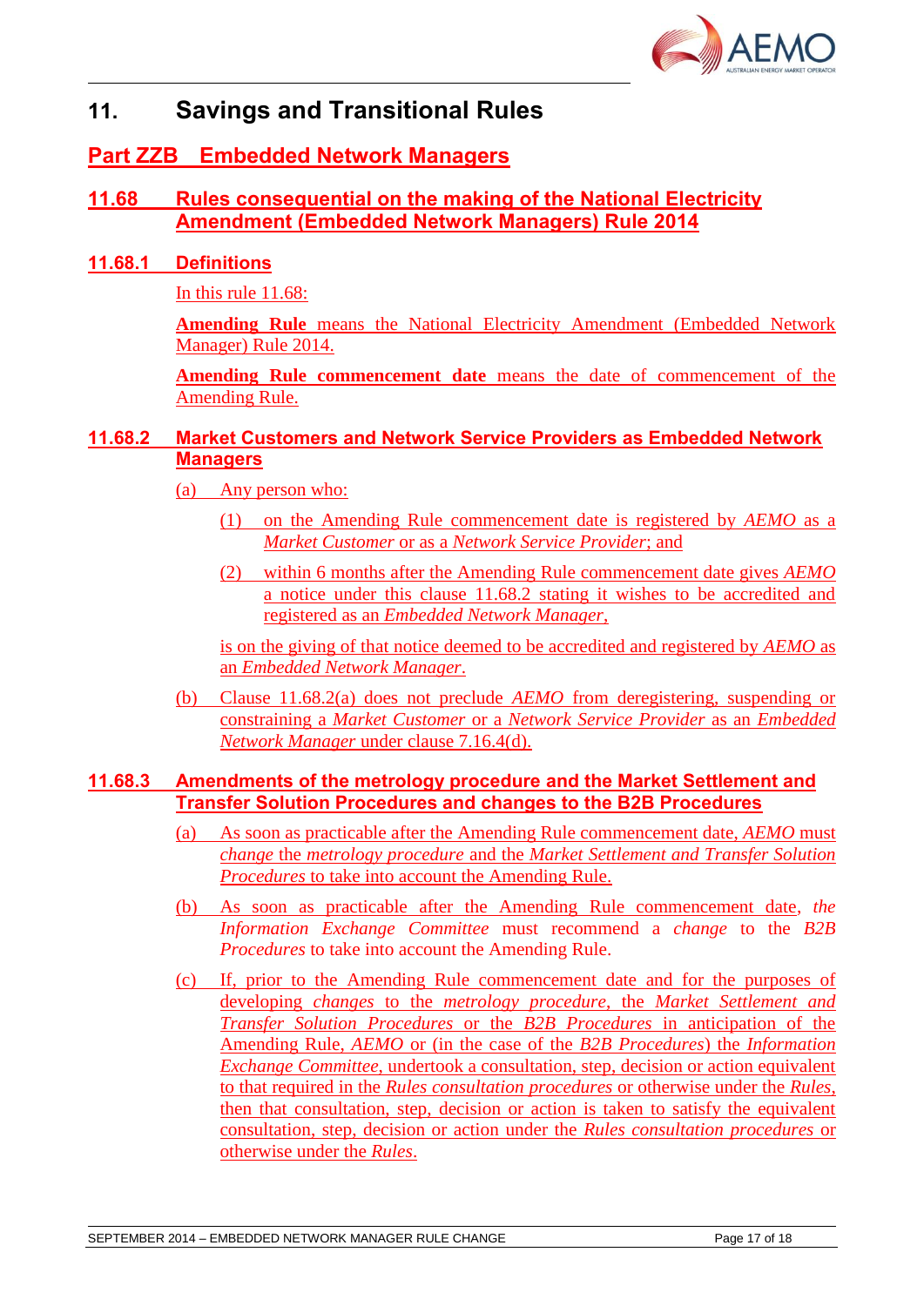# 11. Savings and Transitional Rules

## Part ZZB Embedded Network Managers

### 11.68 Rules consequential on the making of the National Electricity Amendment (Embedded Network Managers) Rule 2014

#### 11.68.1 Definitions

In this rule 11.68:

**Amending Rule** means the National Electricity Amendment (Embedded Network Manager) Rule 2014.

**Amending Rule commencement date** means the date of commencement of the Amending Rule.

#### 11.68.2 Market Customers and Network Service Providers as Embedded Network Managers

(a) Any person who:

(1) on the Amending Rule commencement date is registered by *AEMO* as a *Market Customer* or as a *Network Service Provider*; and

(2) within 6 months after the Amending Rule commencement date gives *AEMO* a notice under this clause 11.68.2 stating it wishes to be accredited and registered as an *Embedded Network Manager*,

is on the giving of that notice deemed to be accredited and registered by *AEMO* as an *Embedded Network Manager*.

(b) Clause 11.68.2(a) does not preclude *AEMO* from deregistering, suspending or constraining a *Market Customer* or a *Network Service Provider* as an *Embedded Network Manager* under clause 7.16.4(d).

#### 11.68.3 Amendments of the metrology procedure and the Market Settlement and Transfer Solution Procedures and changes to the B2B Procedures

(a) As soon as practicable after the Amending Rule commencement date, *AEMO* must *change* the *metrology procedure* and the *Market Settlement and Transfer Solution Procedures* to take into account the Amending Rule.

(b) As soon as practicable after the Amending Rule commencement date, *the Information Exchange Committee* must recommend a *change* to the *B2B Procedures* to take into account the Amending Rule.

(c) If, prior to the Amending Rule commencement date and for the purposes of developing *changes* to the *metrology procedure*, the *Market Settlement and Transfer Solution Procedures* or the *B2B Procedures* in anticipation of the Amending Rule, *AEMO* or (in the case of the *B2B Procedures*) the *Information Exchange Committee*, undertook a consultation, step, decision or action equivalent to that required in the *Rules consultation procedures* or otherwise under the *Rules*, then that consultation, step, decision or action is taken to satisfy the equivalent consultation, step, decision or action under the *Rules consultation procedures* or otherwise under the *Rules*.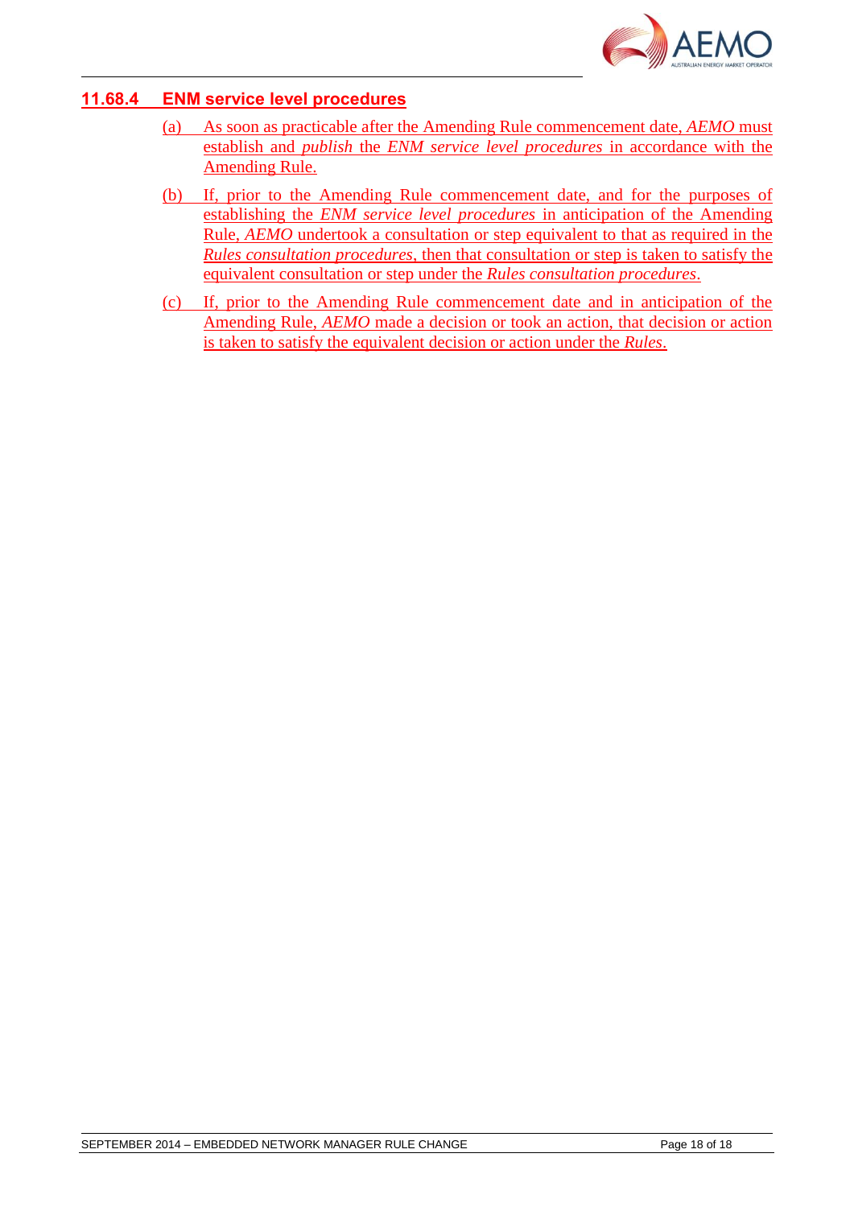### 11.68.4 ENM service level procedures

(a) As soon as practicable after the Amending Rule commencement date, *AEMO* must establish and *publish* the *ENM service level procedures* in accordance with the Amending Rule.

(b) If, prior to the Amending Rule commencement date, and for the purposes of establishing the *ENM service level procedures* in anticipation of the Amending Rule, *AEMO* undertook a consultation or step equivalent to that as required in the *Rules consultation procedures*, then that consultation or step is taken to satisfy the equivalent consultation or step under the *Rules consultation procedures*.

(c) If, prior to the Amending Rule commencement date and in anticipation of the Amending Rule, *AEMO* made a decision or took an action, that decision or action is taken to satisfy the equivalent decision or action under the *Rules*.